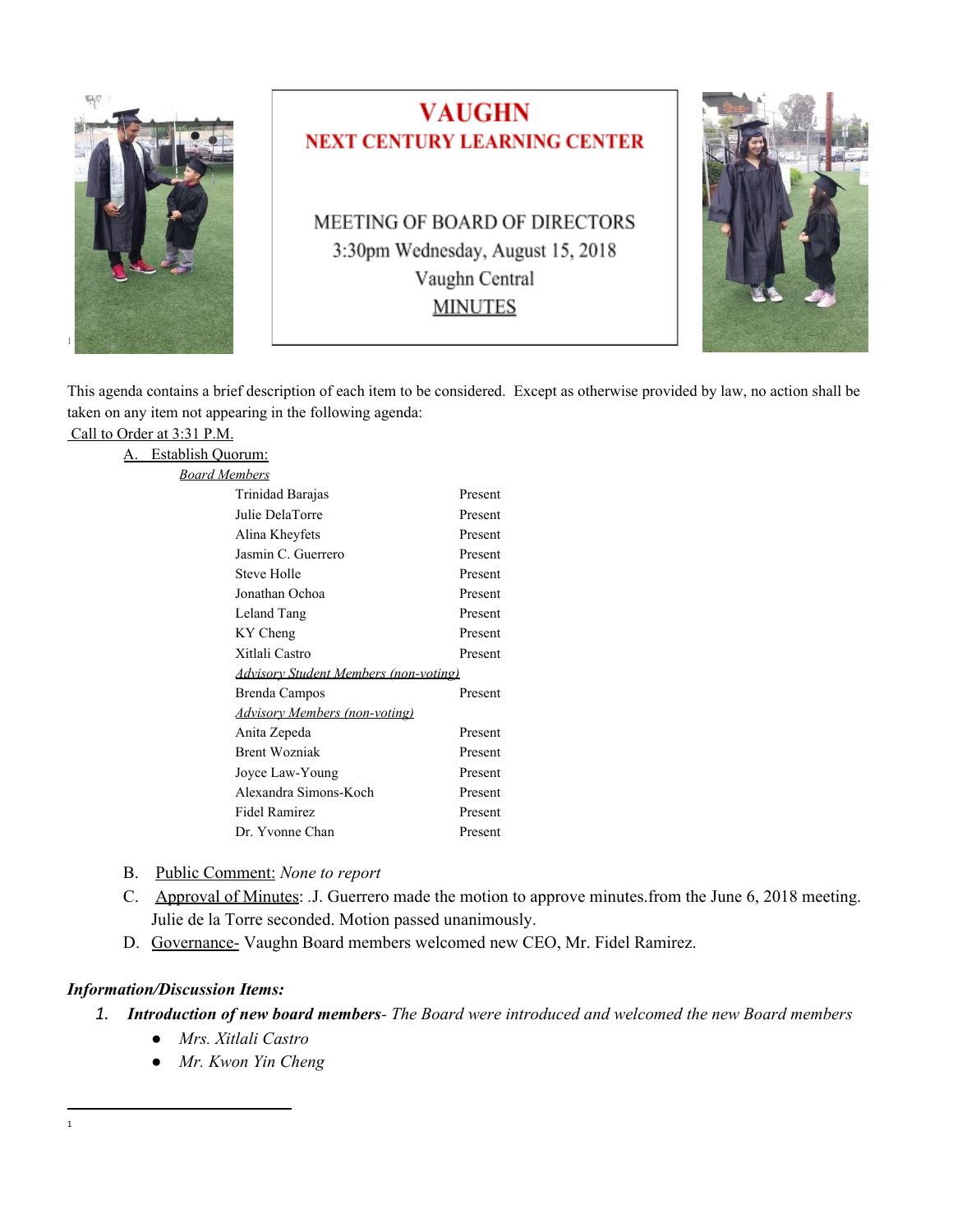# VAUGHN
## NEXT CENTURY LEARNING CENTER

MEETING OF BOARD OF DIRECTORS
3:30pm Wednesday, August 15, 2018
Vaughn Central
MINUTES

This agenda contains a brief description of each item to be considered. Except as otherwise provided by law, no action shall be taken on any item not appearing in the following agenda:

Call to Order at 3:31 P.M.

A. Establish Quorum:

*Board Members*

| | |
|---|---|
| Trinidad Barajas | Present |
| Julie DelaTorre | Present |
| Alina Kheyfets | Present |
| Jasmin C. Guerrero | Present |
| Steve Holle | Present |
| Jonathan Ochoa | Present |
| Leland Tang | Present |
| KY Cheng | Present |
| Xitlali Castro | Present |
| *Advisory Student Members (non-voting)* | |
| Brenda Campos | Present |
| *Advisory Members (non-voting)* | |
| Anita Zepeda | Present |
| Brent Wozniak | Present |
| Joyce Law-Young | Present |
| Alexandra Simons-Koch | Present |
| Fidel Ramirez | Present |
| Dr. Yvonne Chan | Present |

B. Public Comment: *None to report*

C. Approval of Minutes: .J. Guerrero made the motion to approve minutes.from the June 6, 2018 meeting. Julie de la Torre seconded. Motion passed unanimously.

D. Governance- Vaughn Board members welcomed new CEO, Mr. Fidel Ramirez.

***Information/Discussion Items:***

1. ***Introduction of new board members****- The Board were introduced and welcomed the new Board members*
   - *Mrs. Xitlali Castro*
   - *Mr. Kwon Yin Cheng*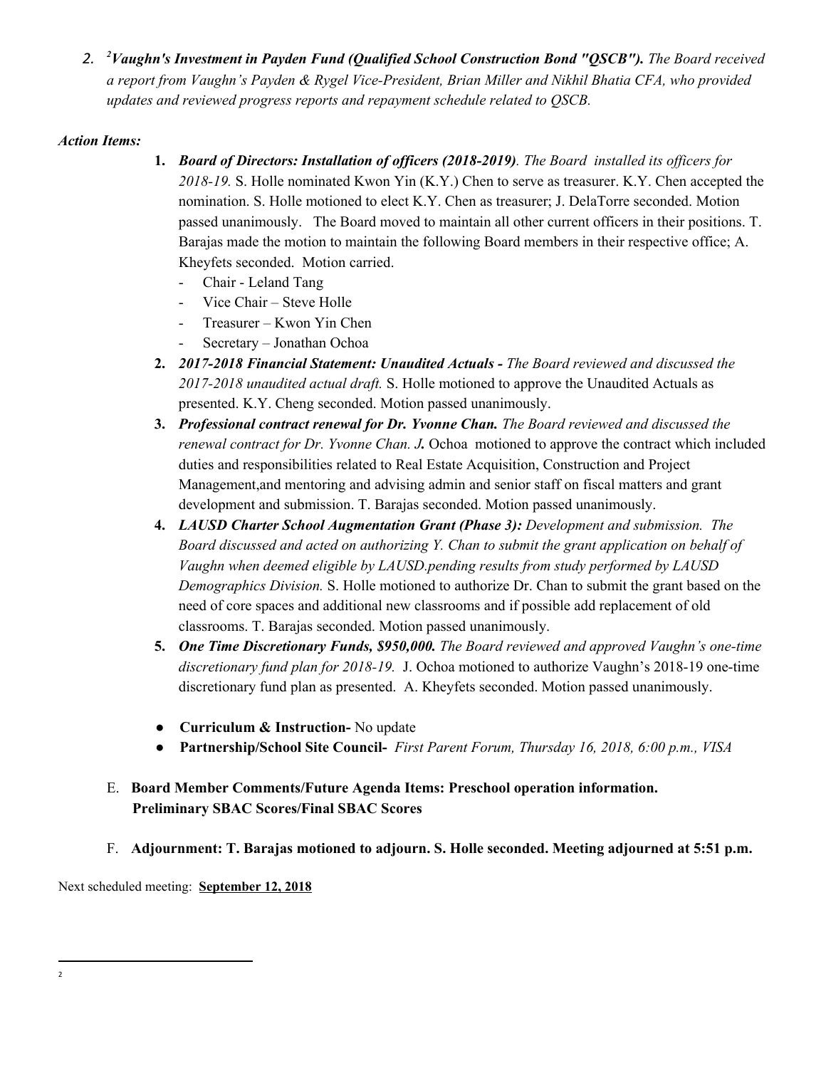2. [2]*Vaughn's Investment in Payden Fund (Qualified School Construction Bond "QSCB"). The Board received a report from Vaughn's Payden & Rygel Vice-President, Brian Miller and Nikhil Bhatia CFA, who provided updates and reviewed progress reports and repayment schedule related to QSCB.*

***Action Items:***

1. ***Board of Directors: Installation of officers (2018-2019)****. The Board installed its officers for 2018-19.* S. Holle nominated Kwon Yin (K.Y.) Chen to serve as treasurer. K.Y. Chen accepted the nomination. S. Holle motioned to elect K.Y. Chen as treasurer; J. DelaTorre seconded. Motion passed unanimously. The Board moved to maintain all other current officers in their positions. T. Barajas made the motion to maintain the following Board members in their respective office; A. Kheyfets seconded. Motion carried.
   - Chair - Leland Tang
   - Vice Chair – Steve Holle
   - Treasurer – Kwon Yin Chen
   - Secretary – Jonathan Ochoa
2. ***2017-2018 Financial Statement: Unaudited Actuals -*** *The Board reviewed and discussed the 2017-2018 unaudited actual draft.* S. Holle motioned to approve the Unaudited Actuals as presented. K.Y. Cheng seconded. Motion passed unanimously.
3. ***Professional contract renewal for Dr. Yvonne Chan.*** *The Board reviewed and discussed the renewal contract for Dr. Yvonne Chan. **J.*** Ochoa motioned to approve the contract which included duties and responsibilities related to Real Estate Acquisition, Construction and Project Management,and mentoring and advising admin and senior staff on fiscal matters and grant development and submission. T. Barajas seconded. Motion passed unanimously.
4. ***LAUSD Charter School Augmentation Grant (Phase 3):*** *Development and submission. The Board discussed and acted on authorizing Y. Chan to submit the grant application on behalf of Vaughn when deemed eligible by LAUSD.pending results from study performed by LAUSD Demographics Division.* S. Holle motioned to authorize Dr. Chan to submit the grant based on the need of core spaces and additional new classrooms and if possible add replacement of old classrooms. T. Barajas seconded. Motion passed unanimously.
5. ***One Time Discretionary Funds, $950,000.*** *The Board reviewed and approved Vaughn's one-time discretionary fund plan for 2018-19.* J. Ochoa motioned to authorize Vaughn's 2018-19 one-time discretionary fund plan as presented. A. Kheyfets seconded. Motion passed unanimously.

- **Curriculum & Instruction-** No update
- **Partnership/School Site Council-** *First Parent Forum, Thursday 16, 2018, 6:00 p.m., VISA*

E. **Board Member Comments/Future Agenda Items: Preschool operation information. Preliminary SBAC Scores/Final SBAC Scores**

F. **Adjournment: T. Barajas motioned to adjourn. S. Holle seconded. Meeting adjourned at 5:51 p.m.**

Next scheduled meeting: **September 12, 2018**

[2]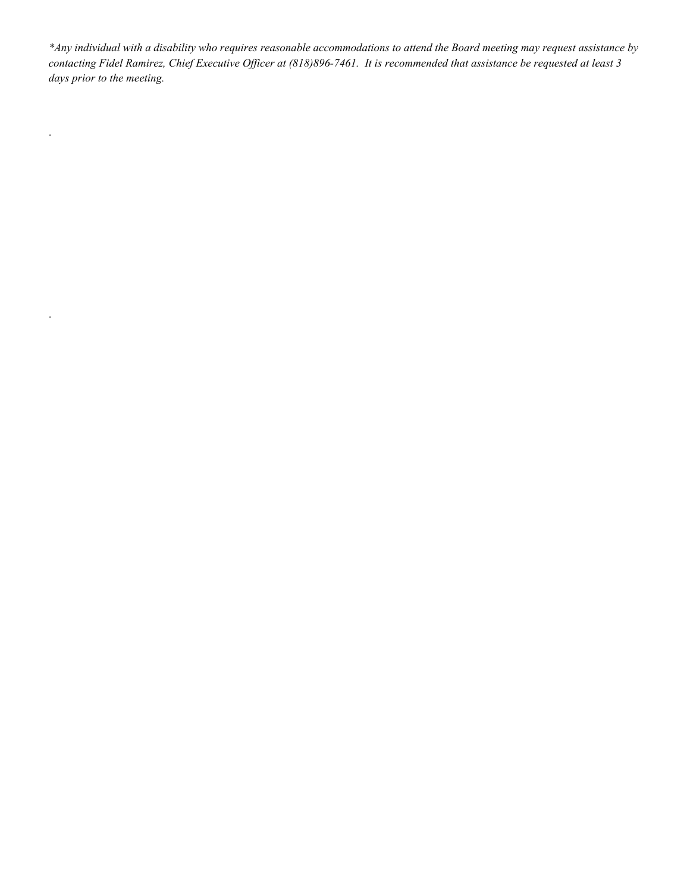*\*Any individual with a disability who requires reasonable accommodations to attend the Board meeting may request assistance by contacting Fidel Ramirez, Chief Executive Officer at (818)896-7461. It is recommended that assistance be requested at least 3 days prior to the meeting.*

.

.